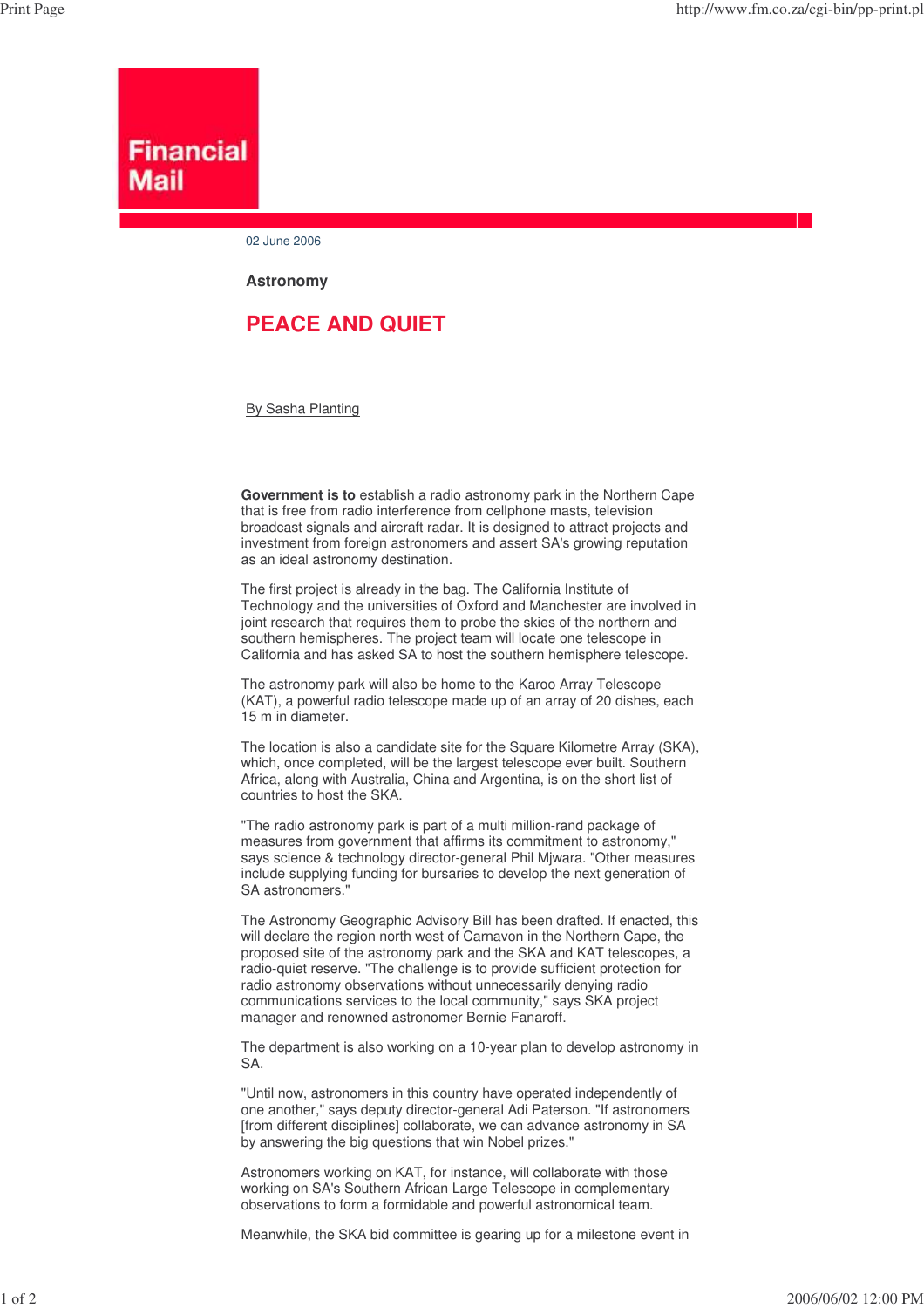**Financial Mail**

02 June 2006

**Astronomy**

# PEACE AND QUIET

By Sasha Planting

**Government is to** establish a radio astronomy park in the Northern Cape that is free from radio interference from cellphone masts, television broadcast signals and aircraft radar. It is designed to attract projects and investment from foreign astronomers and assert SA's growing reputation as an ideal astronomy destination.

The first project is already in the bag. The California Institute of Technology and the universities of Oxford and Manchester are involved in joint research that requires them to probe the skies of the northern and southern hemispheres. The project team will locate one telescope in California and has asked SA to host the southern hemisphere telescope.

The astronomy park will also be home to the Karoo Array Telescope (KAT), a powerful radio telescope made up of an array of 20 dishes, each 15 m in diameter.

The location is also a candidate site for the Square Kilometre Array (SKA), which, once completed, will be the largest telescope ever built. Southern Africa, along with Australia, China and Argentina, is on the short list of countries to host the SKA.

"The radio astronomy park is part of a multi million-rand package of measures from government that affirms its commitment to astronomy," says science & technology director-general Phil Mjwara. "Other measures include supplying funding for bursaries to develop the next generation of SA astronomers."

The Astronomy Geographic Advisory Bill has been drafted. If enacted, this will declare the region north west of Carnavon in the Northern Cape, the proposed site of the astronomy park and the SKA and KAT telescopes, a radio-quiet reserve. "The challenge is to provide sufficient protection for radio astronomy observations without unnecessarily denying radio communications services to the local community," says SKA project manager and renowned astronomer Bernie Fanaroff.

The department is also working on a 10-year plan to develop astronomy in SA.

"Until now, astronomers in this country have operated independently of one another," says deputy director-general Adi Paterson. "If astronomers [from different disciplines] collaborate, we can advance astronomy in SA by answering the big questions that win Nobel prizes."

Astronomers working on KAT, for instance, will collaborate with those working on SA's Southern African Large Telescope in complementary observations to form a formidable and powerful astronomical team.

Meanwhile, the SKA bid committee is gearing up for a milestone event in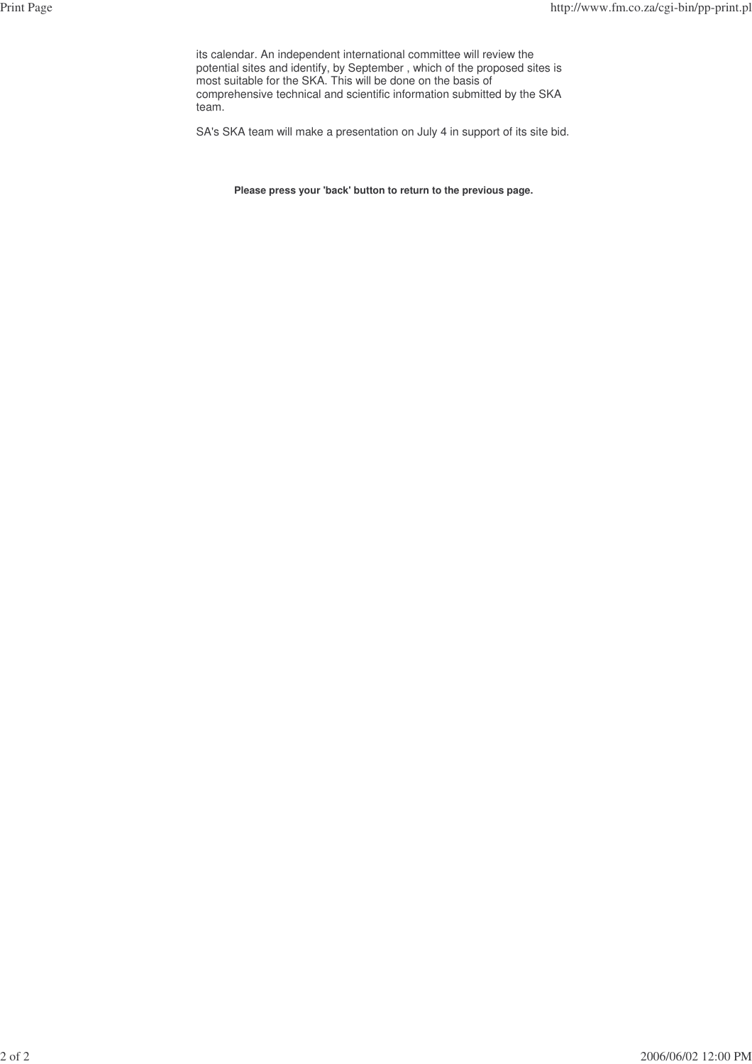its calendar. An independent international committee will review the potential sites and identify, by September , which of the proposed sites is most suitable for the SKA. This will be done on the basis of comprehensive technical and scientific information submitted by the SKA team.

SA's SKA team will make a presentation on July 4 in support of its site bid.

**Please press your 'back' button to return to the previous page.**